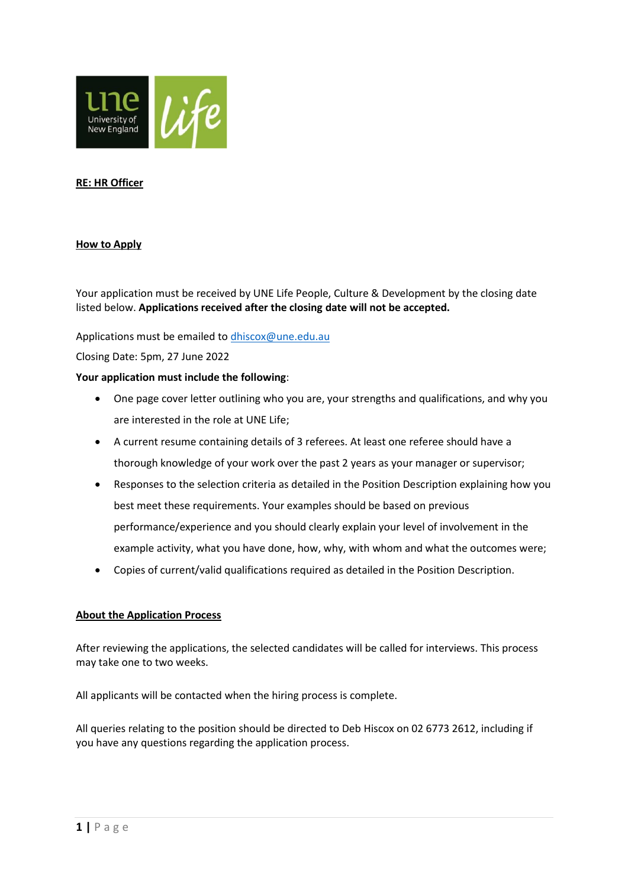**RE: HR Officer**

**How to Apply**

Your application must be received by UNE Life People, Culture & Development by the closing date listed below. **Applications received after the closing date will not be accepted.**

Applications must be emailed to dhiscox@une.edu.au

Closing Date: 5pm, 27 June 2022

**Your application must include the following**:

- One page cover letter outlining who you are, your strengths and qualifications, and why you are interested in the role at UNE Life;
- A current resume containing details of 3 referees. At least one referee should have a thorough knowledge of your work over the past 2 years as your manager or supervisor;
- Responses to the selection criteria as detailed in the Position Description explaining how you best meet these requirements. Your examples should be based on previous performance/experience and you should clearly explain your level of involvement in the example activity, what you have done, how, why, with whom and what the outcomes were;
- Copies of current/valid qualifications required as detailed in the Position Description.

**About the Application Process**

After reviewing the applications, the selected candidates will be called for interviews. This process may take one to two weeks.

All applicants will be contacted when the hiring process is complete.

All queries relating to the position should be directed to Deb Hiscox on 02 6773 2612, including if you have any questions regarding the application process.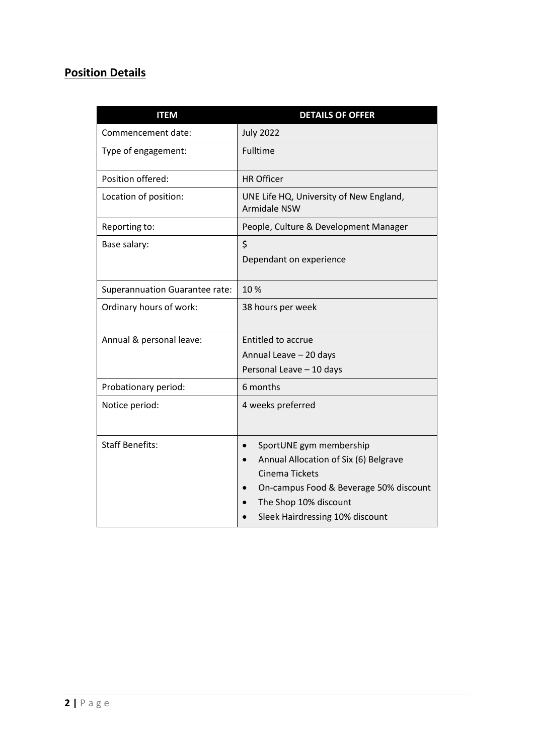## Position Details

| ITEM | DETAILS OF OFFER |
|---|---|
| Commencement date: | July 2022 |
| Type of engagement: | Fulltime |
| Position offered: | HR Officer |
| Location of position: | UNE Life HQ, University of New England, Armidale NSW |
| Reporting to: | People, Culture & Development Manager |
| Base salary: | $<br>Dependant on experience |
| Superannuation Guarantee rate: | 10 % |
| Ordinary hours of work: | 38 hours per week |
| Annual & personal leave: | Entitled to accrue<br>Annual Leave – 20 days<br>Personal Leave – 10 days |
| Probationary period: | 6 months |
| Notice period: | 4 weeks preferred |
| Staff Benefits: | • SportUNE gym membership<br>• Annual Allocation of Six (6) Belgrave Cinema Tickets<br>• On-campus Food & Beverage 50% discount<br>• The Shop 10% discount<br>• Sleek Hairdressing 10% discount |